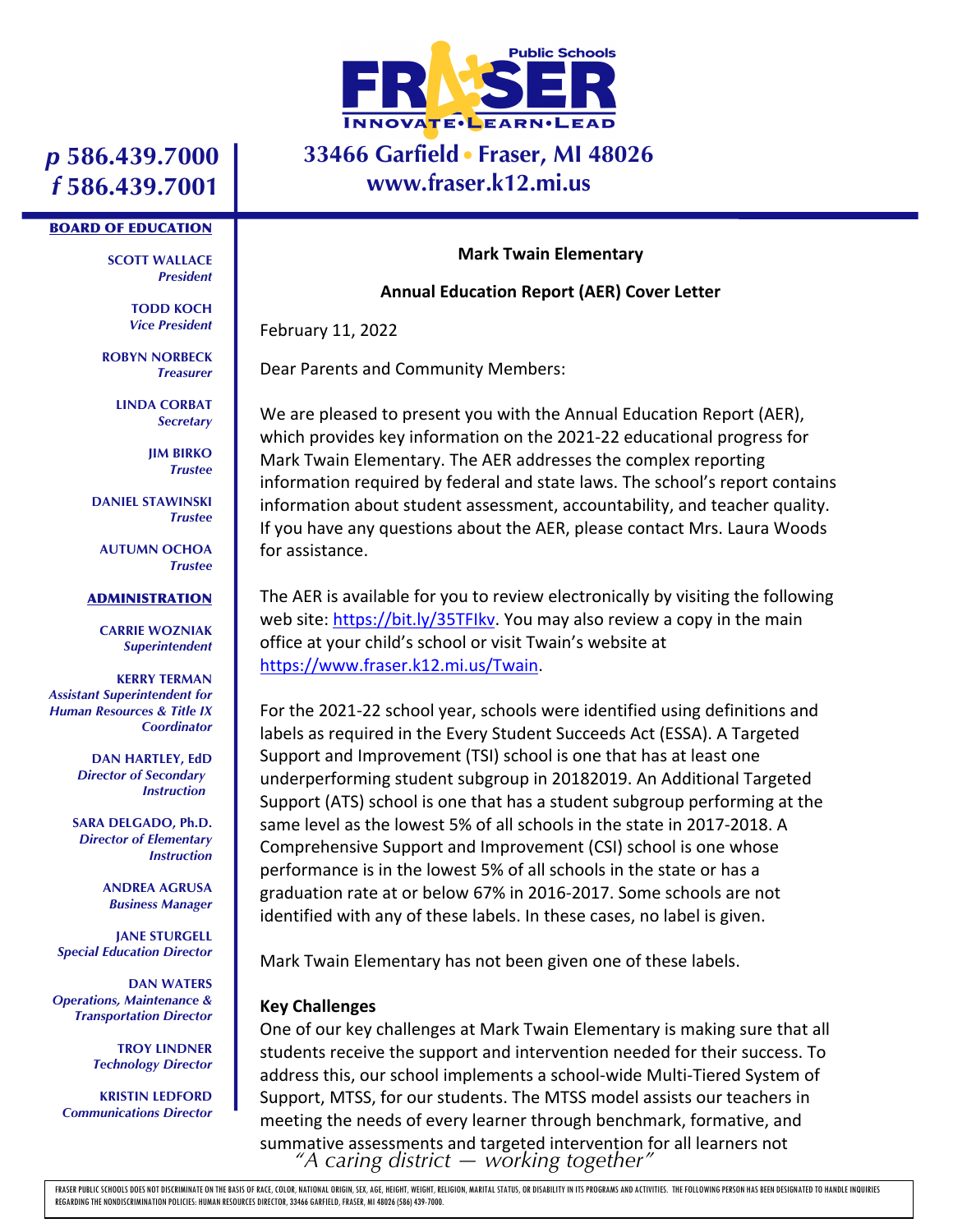Public Schools

**FRASER**

INNOVATE•LEARN•LEAD

**p 586.439.7000**
**f 586.439.7001**

**33466 Garfield • Fraser, MI 48026**
**www.fraser.k12.mi.us**

**BOARD OF EDUCATION**

**SCOTT WALLACE**
*President*

**TODD KOCH**
*Vice President*

**ROBYN NORBECK**
*Treasurer*

**LINDA CORBAT**
*Secretary*

**JIM BIRKO**
*Trustee*

**DANIEL STAWINSKI**
*Trustee*

**AUTUMN OCHOA**
*Trustee*

**ADMINISTRATION**

**CARRIE WOZNIAK**
*Superintendent*

**KERRY TERMAN**
*Assistant Superintendent for Human Resources & Title IX Coordinator*

**DAN HARTLEY, EdD**
*Director of Secondary Instruction*

**SARA DELGADO, Ph.D.**
*Director of Elementary Instruction*

**ANDREA AGRUSA**
*Business Manager*

**JANE STURGELL**
*Special Education Director*

**DAN WATERS**
*Operations, Maintenance & Transportation Director*

**TROY LINDNER**
*Technology Director*

**KRISTIN LEDFORD**
*Communications Director*

**Mark Twain Elementary**

**Annual Education Report (AER) Cover Letter**

February 11, 2022

Dear Parents and Community Members:

We are pleased to present you with the Annual Education Report (AER), which provides key information on the 2021-22 educational progress for Mark Twain Elementary. The AER addresses the complex reporting information required by federal and state laws. The school's report contains information about student assessment, accountability, and teacher quality. If you have any questions about the AER, please contact Mrs. Laura Woods for assistance.

The AER is available for you to review electronically by visiting the following web site: https://bit.ly/35TFIkv. You may also review a copy in the main office at your child's school or visit Twain's website at https://www.fraser.k12.mi.us/Twain.

For the 2021-22 school year, schools were identified using definitions and labels as required in the Every Student Succeeds Act (ESSA). A Targeted Support and Improvement (TSI) school is one that has at least one underperforming student subgroup in 20182019. An Additional Targeted Support (ATS) school is one that has a student subgroup performing at the same level as the lowest 5% of all schools in the state in 2017-2018. A Comprehensive Support and Improvement (CSI) school is one whose performance is in the lowest 5% of all schools in the state or has a graduation rate at or below 67% in 2016-2017. Some schools are not identified with any of these labels. In these cases, no label is given.

Mark Twain Elementary has not been given one of these labels.

**Key Challenges**
One of our key challenges at Mark Twain Elementary is making sure that all students receive the support and intervention needed for their success. To address this, our school implements a school-wide Multi-Tiered System of Support, MTSS, for our students. The MTSS model assists our teachers in meeting the needs of every learner through benchmark, formative, and summative assessments and targeted intervention for all learners not

*"A caring district — working together"*

FRASER PUBLIC SCHOOLS DOES NOT DISCRIMINATE ON THE BASIS OF RACE, COLOR, NATIONAL ORIGIN, SEX, AGE, HEIGHT, WEIGHT, RELIGION, MARITAL STATUS, OR DISABILITY IN ITS PROGRAMS AND ACTIVITIES. THE FOLLOWING PERSON HAS BEEN DESIGNATED TO HANDLE INQUIRIES REGARDING THE NONDISCRIMINATION POLICIES: HUMAN RESOURCES DIRECTOR, 33466 GARFIELD, FRASER, MI 48026 (586) 439-7000.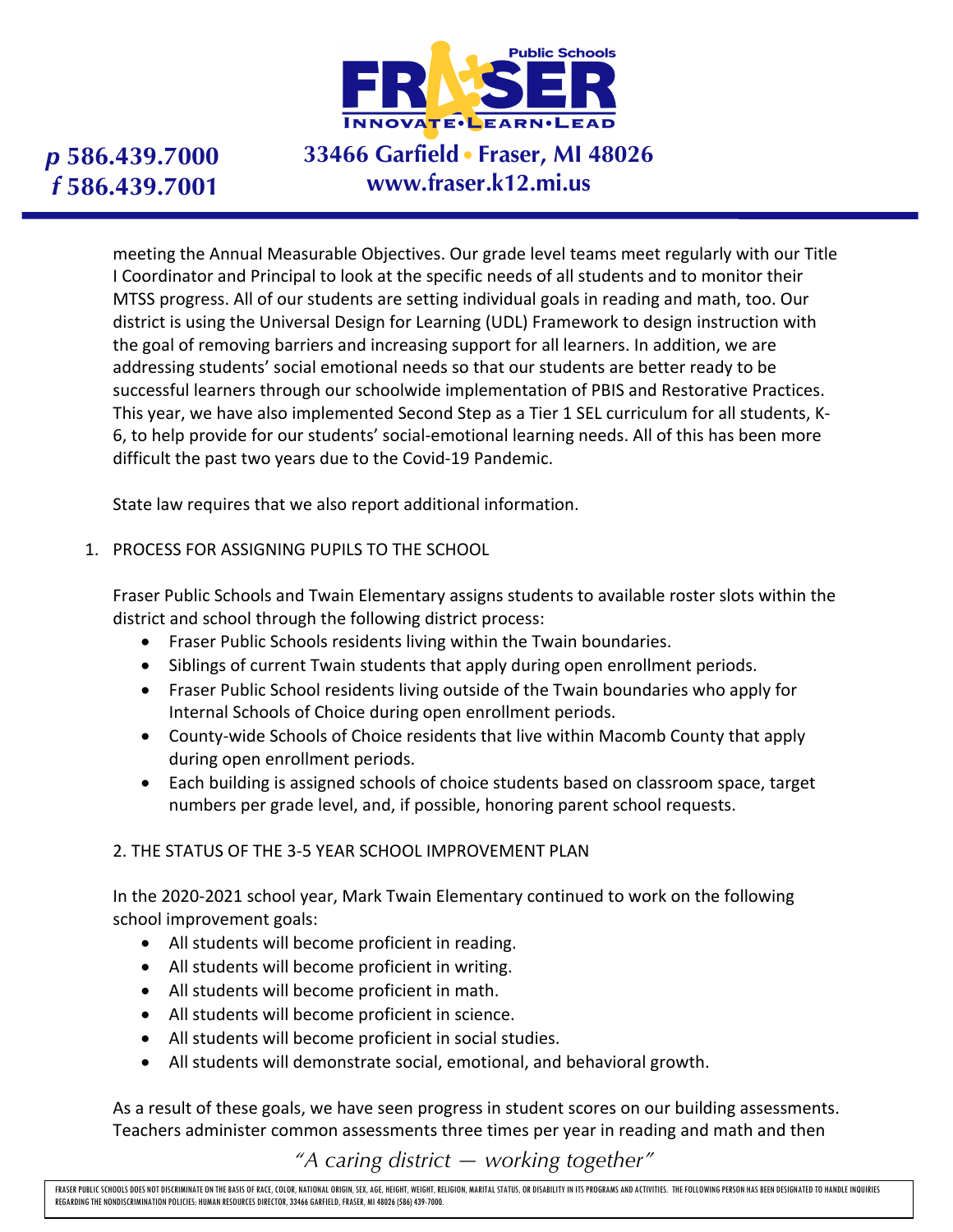meeting the Annual Measurable Objectives. Our grade level teams meet regularly with our Title I Coordinator and Principal to look at the specific needs of all students and to monitor their MTSS progress. All of our students are setting individual goals in reading and math, too. Our district is using the Universal Design for Learning (UDL) Framework to design instruction with the goal of removing barriers and increasing support for all learners. In addition, we are addressing students' social emotional needs so that our students are better ready to be successful learners through our schoolwide implementation of PBIS and Restorative Practices. This year, we have also implemented Second Step as a Tier 1 SEL curriculum for all students, K-6, to help provide for our students' social-emotional learning needs. All of this has been more difficult the past two years due to the Covid-19 Pandemic.

State law requires that we also report additional information.

1. PROCESS FOR ASSIGNING PUPILS TO THE SCHOOL

   Fraser Public Schools and Twain Elementary assigns students to available roster slots within the district and school through the following district process:

   - Fraser Public Schools residents living within the Twain boundaries.
   - Siblings of current Twain students that apply during open enrollment periods.
   - Fraser Public School residents living outside of the Twain boundaries who apply for Internal Schools of Choice during open enrollment periods.
   - County-wide Schools of Choice residents that live within Macomb County that apply during open enrollment periods.
   - Each building is assigned schools of choice students based on classroom space, target numbers per grade level, and, if possible, honoring parent school requests.

2. THE STATUS OF THE 3-5 YEAR SCHOOL IMPROVEMENT PLAN

   In the 2020-2021 school year, Mark Twain Elementary continued to work on the following school improvement goals:

   - All students will become proficient in reading.
   - All students will become proficient in writing.
   - All students will become proficient in math.
   - All students will become proficient in science.
   - All students will become proficient in social studies.
   - All students will demonstrate social, emotional, and behavioral growth.

   As a result of these goals, we have seen progress in student scores on our building assessments. Teachers administer common assessments three times per year in reading and math and then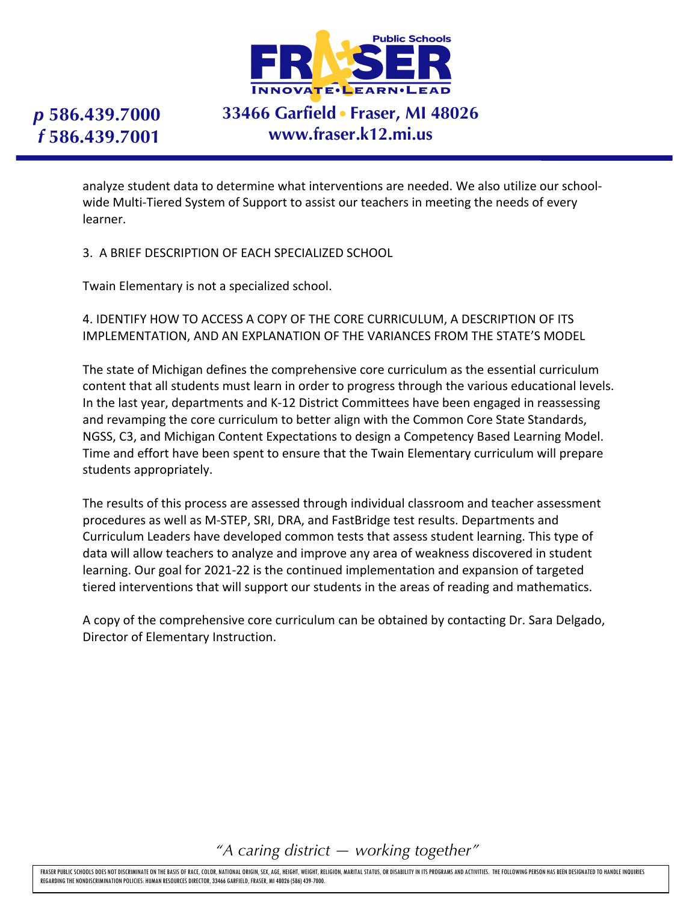analyze student data to determine what interventions are needed. We also utilize our school-wide Multi-Tiered System of Support to assist our teachers in meeting the needs of every learner.

3. A BRIEF DESCRIPTION OF EACH SPECIALIZED SCHOOL

Twain Elementary is not a specialized school.

4. IDENTIFY HOW TO ACCESS A COPY OF THE CORE CURRICULUM, A DESCRIPTION OF ITS IMPLEMENTATION, AND AN EXPLANATION OF THE VARIANCES FROM THE STATE'S MODEL

The state of Michigan defines the comprehensive core curriculum as the essential curriculum content that all students must learn in order to progress through the various educational levels. In the last year, departments and K-12 District Committees have been engaged in reassessing and revamping the core curriculum to better align with the Common Core State Standards, NGSS, C3, and Michigan Content Expectations to design a Competency Based Learning Model. Time and effort have been spent to ensure that the Twain Elementary curriculum will prepare students appropriately.

The results of this process are assessed through individual classroom and teacher assessment procedures as well as M-STEP, SRI, DRA, and FastBridge test results. Departments and Curriculum Leaders have developed common tests that assess student learning. This type of data will allow teachers to analyze and improve any area of weakness discovered in student learning. Our goal for 2021-22 is the continued implementation and expansion of targeted tiered interventions that will support our students in the areas of reading and mathematics.

A copy of the comprehensive core curriculum can be obtained by contacting Dr. Sara Delgado, Director of Elementary Instruction.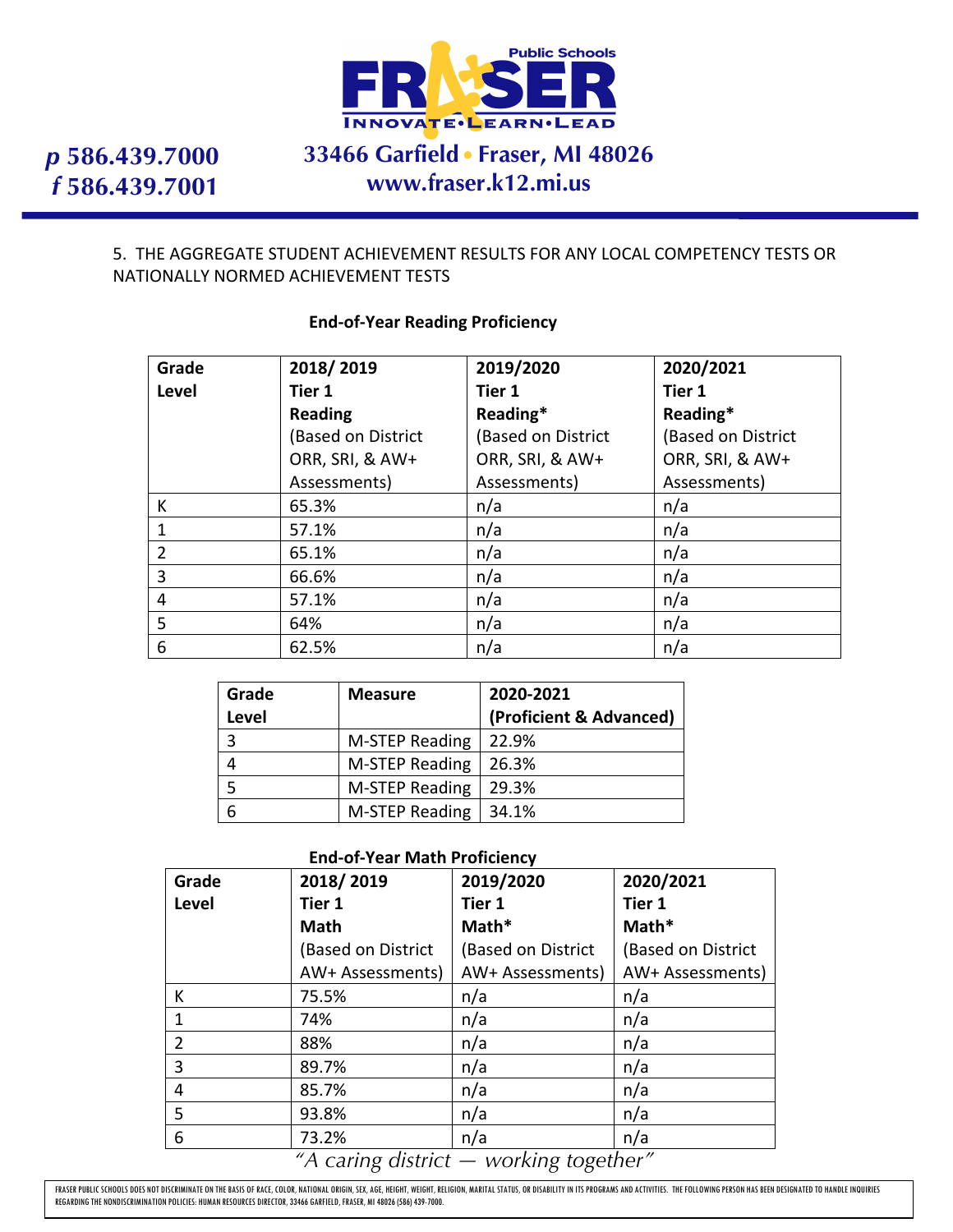5. THE AGGREGATE STUDENT ACHIEVEMENT RESULTS FOR ANY LOCAL COMPETENCY TESTS OR NATIONALLY NORMED ACHIEVEMENT TESTS

**End-of-Year Reading Proficiency**

| Grade Level | 2018/ 2019 Tier 1 Reading (Based on District ORR, SRI, & AW+ Assessments) | 2019/2020 Tier 1 Reading* (Based on District ORR, SRI, & AW+ Assessments) | 2020/2021 Tier 1 Reading* (Based on District ORR, SRI, & AW+ Assessments) |
|---|---|---|---|
| K | 65.3% | n/a | n/a |
| 1 | 57.1% | n/a | n/a |
| 2 | 65.1% | n/a | n/a |
| 3 | 66.6% | n/a | n/a |
| 4 | 57.1% | n/a | n/a |
| 5 | 64% | n/a | n/a |
| 6 | 62.5% | n/a | n/a |

| Grade Level | Measure | 2020-2021 (Proficient & Advanced) |
|---|---|---|
| 3 | M-STEP Reading | 22.9% |
| 4 | M-STEP Reading | 26.3% |
| 5 | M-STEP Reading | 29.3% |
| 6 | M-STEP Reading | 34.1% |

**End-of-Year Math Proficiency**

| Grade Level | 2018/ 2019 Tier 1 Math (Based on District AW+ Assessments) | 2019/2020 Tier 1 Math* (Based on District AW+ Assessments) | 2020/2021 Tier 1 Math* (Based on District AW+ Assessments) |
|---|---|---|---|
| K | 75.5% | n/a | n/a |
| 1 | 74% | n/a | n/a |
| 2 | 88% | n/a | n/a |
| 3 | 89.7% | n/a | n/a |
| 4 | 85.7% | n/a | n/a |
| 5 | 93.8% | n/a | n/a |
| 6 | 73.2% | n/a | n/a |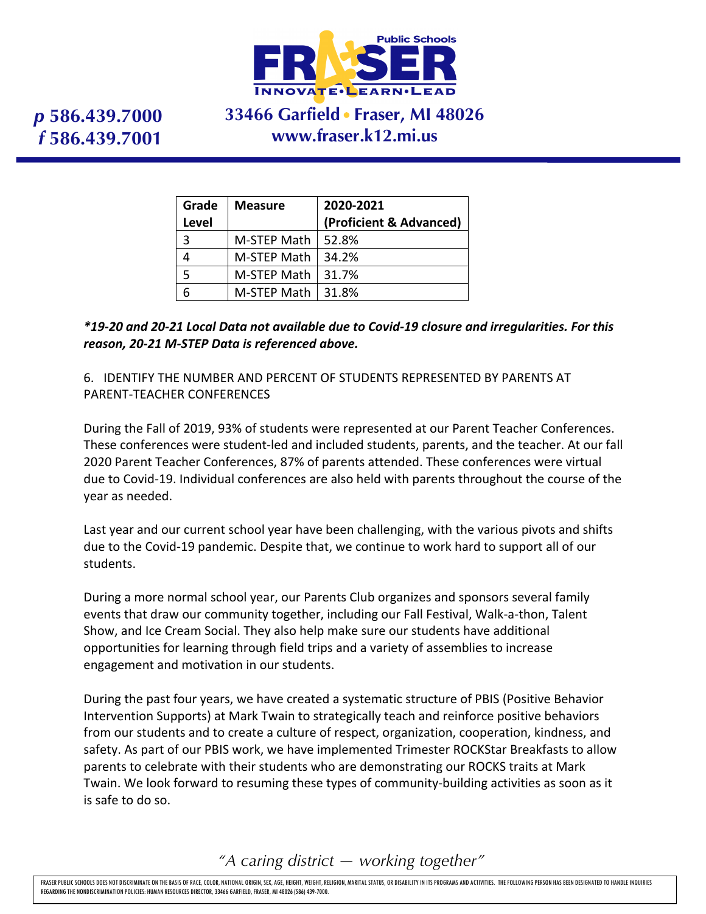| Grade Level | Measure | 2020-2021 (Proficient & Advanced) |
| --- | --- | --- |
| 3 | M-STEP Math | 52.8% |
| 4 | M-STEP Math | 34.2% |
| 5 | M-STEP Math | 31.7% |
| 6 | M-STEP Math | 31.8% |

***19-20 and 20-21 Local Data not available due to Covid-19 closure and irregularities. For this reason, 20-21 M-STEP Data is referenced above.***

6. IDENTIFY THE NUMBER AND PERCENT OF STUDENTS REPRESENTED BY PARENTS AT PARENT-TEACHER CONFERENCES

During the Fall of 2019, 93% of students were represented at our Parent Teacher Conferences. These conferences were student-led and included students, parents, and the teacher. At our fall 2020 Parent Teacher Conferences, 87% of parents attended. These conferences were virtual due to Covid-19. Individual conferences are also held with parents throughout the course of the year as needed.

Last year and our current school year have been challenging, with the various pivots and shifts due to the Covid-19 pandemic. Despite that, we continue to work hard to support all of our students.

During a more normal school year, our Parents Club organizes and sponsors several family events that draw our community together, including our Fall Festival, Walk-a-thon, Talent Show, and Ice Cream Social. They also help make sure our students have additional opportunities for learning through field trips and a variety of assemblies to increase engagement and motivation in our students.

During the past four years, we have created a systematic structure of PBIS (Positive Behavior Intervention Supports) at Mark Twain to strategically teach and reinforce positive behaviors from our students and to create a culture of respect, organization, cooperation, kindness, and safety. As part of our PBIS work, we have implemented Trimester ROCKStar Breakfasts to allow parents to celebrate with their students who are demonstrating our ROCKS traits at Mark Twain. We look forward to resuming these types of community-building activities as soon as it is safe to do so.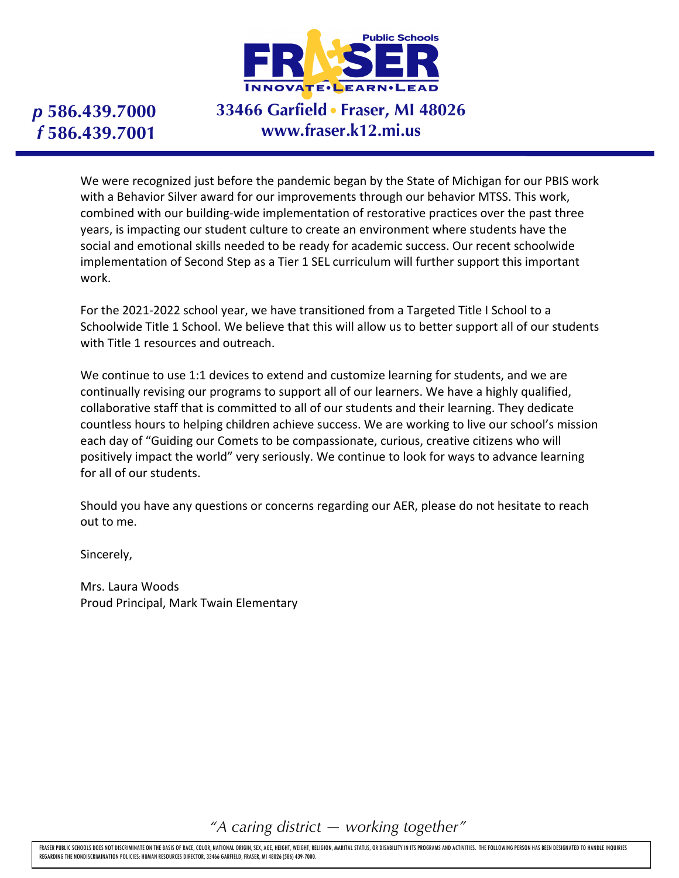We were recognized just before the pandemic began by the State of Michigan for our PBIS work with a Behavior Silver award for our improvements through our behavior MTSS. This work, combined with our building-wide implementation of restorative practices over the past three years, is impacting our student culture to create an environment where students have the social and emotional skills needed to be ready for academic success. Our recent schoolwide implementation of Second Step as a Tier 1 SEL curriculum will further support this important work.

For the 2021-2022 school year, we have transitioned from a Targeted Title I School to a Schoolwide Title 1 School. We believe that this will allow us to better support all of our students with Title 1 resources and outreach.

We continue to use 1:1 devices to extend and customize learning for students, and we are continually revising our programs to support all of our learners. We have a highly qualified, collaborative staff that is committed to all of our students and their learning. They dedicate countless hours to helping children achieve success. We are working to live our school's mission each day of "Guiding our Comets to be compassionate, curious, creative citizens who will positively impact the world" very seriously. We continue to look for ways to advance learning for all of our students.

Should you have any questions or concerns regarding our AER, please do not hesitate to reach out to me.

Sincerely,

Mrs. Laura Woods
Proud Principal, Mark Twain Elementary